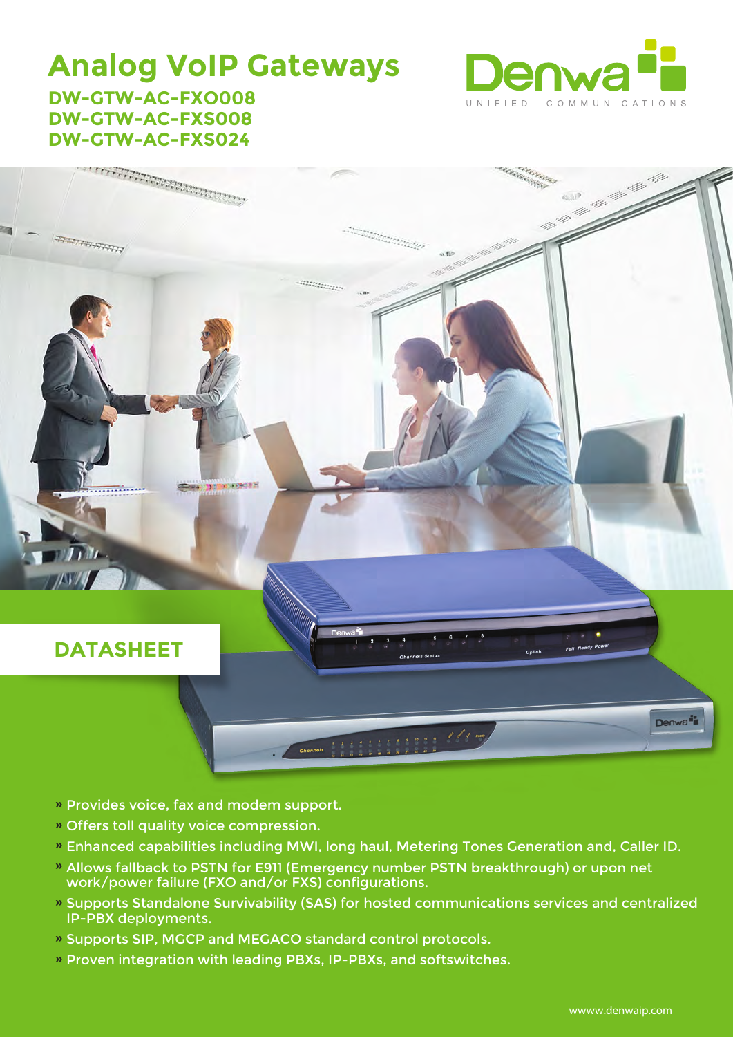# Analog VoIP Gateways

## DW-GTW-AC-FXO008
## DW-GTW-AC-FXS008
## DW-GTW-AC-FXS024

Denwa
UNIFIED COMMUNICATIONS

## DATASHEET

- » Provides voice, fax and modem support.
- » Offers toll quality voice compression.
- » Enhanced capabilities including MWI, long haul, Metering Tones Generation and, Caller ID.
- » Allows fallback to PSTN for E911 (Emergency number PSTN breakthrough) or upon net work/power failure (FXO and/or FXS) configurations.
- » Supports Standalone Survivability (SAS) for hosted communications services and centralized IP-PBX deployments.
- » Supports SIP, MGCP and MEGACO standard control protocols.
- » Proven integration with leading PBXs, IP-PBXs, and softswitches.

wwww.denwaip.com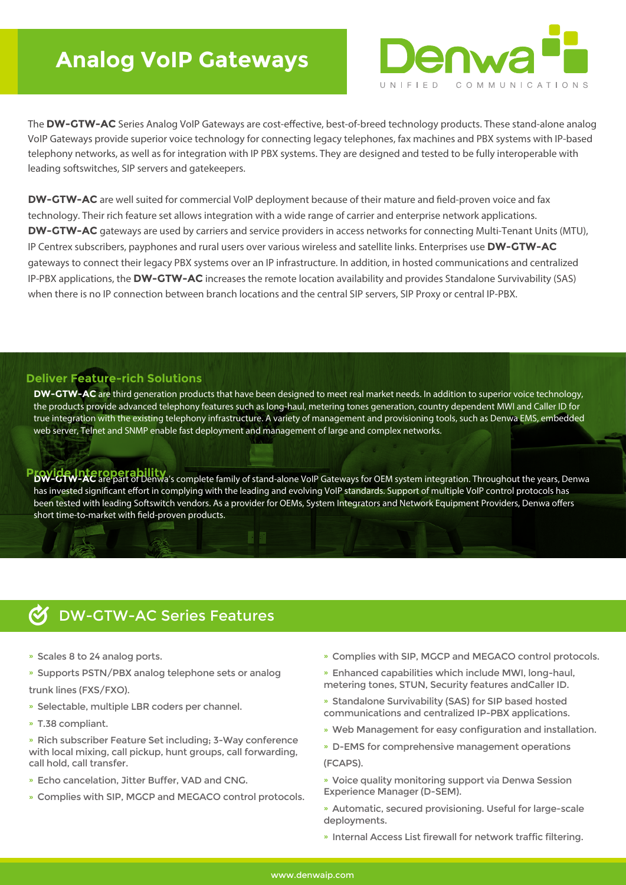# Analog VoIP Gateways

Denwa UNIFIED COMMUNICATIONS

The **DW-GTW-AC** Series Analog VoIP Gateways are cost-effective, best-of-breed technology products. These stand-alone analog VoIP Gateways provide superior voice technology for connecting legacy telephones, fax machines and PBX systems with IP-based telephony networks, as well as for integration with IP PBX systems. They are designed and tested to be fully interoperable with leading softswitches, SIP servers and gatekeepers.

**DW-GTW-AC** are well suited for commercial VoIP deployment because of their mature and field-proven voice and fax technology. Their rich feature set allows integration with a wide range of carrier and enterprise network applications. **DW-GTW-AC** gateways are used by carriers and service providers in access networks for connecting Multi-Tenant Units (MTU), IP Centrex subscribers, payphones and rural users over various wireless and satellite links. Enterprises use **DW-GTW-AC** gateways to connect their legacy PBX systems over an IP infrastructure. In addition, in hosted communications and centralized IP-PBX applications, the **DW-GTW-AC** increases the remote location availability and provides Standalone Survivability (SAS) when there is no IP connection between branch locations and the central SIP servers, SIP Proxy or central IP-PBX.

## Deliver Feature-rich Solutions

**DW-GTW-AC** are third generation products that have been designed to meet real market needs. In addition to superior voice technology, the products provide advanced telephony features such as long-haul, metering tones generation, country dependent MWI and Caller ID for true integration with the existing telephony infrastructure. A variety of management and provisioning tools, such as Denwa EMS, embedded web server, Telnet and SNMP enable fast deployment and management of large and complex networks.

## Provide Interoperability

**DW-GTW-AC** are part of Denwa's complete family of stand-alone VoIP Gateways for OEM system integration. Throughout the years, Denwa has invested significant effort in complying with the leading and evolving VoIP standards. Support of multiple VoIP control protocols has been tested with leading Softswitch vendors. As a provider for OEMs, System Integrators and Network Equipment Providers, Denwa offers short time-to-market with field-proven products.

## DW-GTW-AC Series Features

- Scales 8 to 24 analog ports.
- Supports PSTN/PBX analog telephone sets or analog trunk lines (FXS/FXO).
- Selectable, multiple LBR coders per channel.
- T.38 compliant.
- Rich subscriber Feature Set including; 3-Way conference with local mixing, call pickup, hunt groups, call forwarding, call hold, call transfer.
- Echo cancelation, Jitter Buffer, VAD and CNG.
- Complies with SIP, MGCP and MEGACO control protocols.
- Complies with SIP, MGCP and MEGACO control protocols.
- Enhanced capabilities which include MWI, long-haul, metering tones, STUN, Security features andCaller ID.
- Standalone Survivability (SAS) for SIP based hosted communications and centralized IP-PBX applications.
- Web Management for easy configuration and installation.
- D-EMS for comprehensive management operations (FCAPS).
- Voice quality monitoring support via Denwa Session Experience Manager (D-SEM).
- Automatic, secured provisioning. Useful for large-scale deployments.
- Internal Access List firewall for network traffic filtering.

www.denwaip.com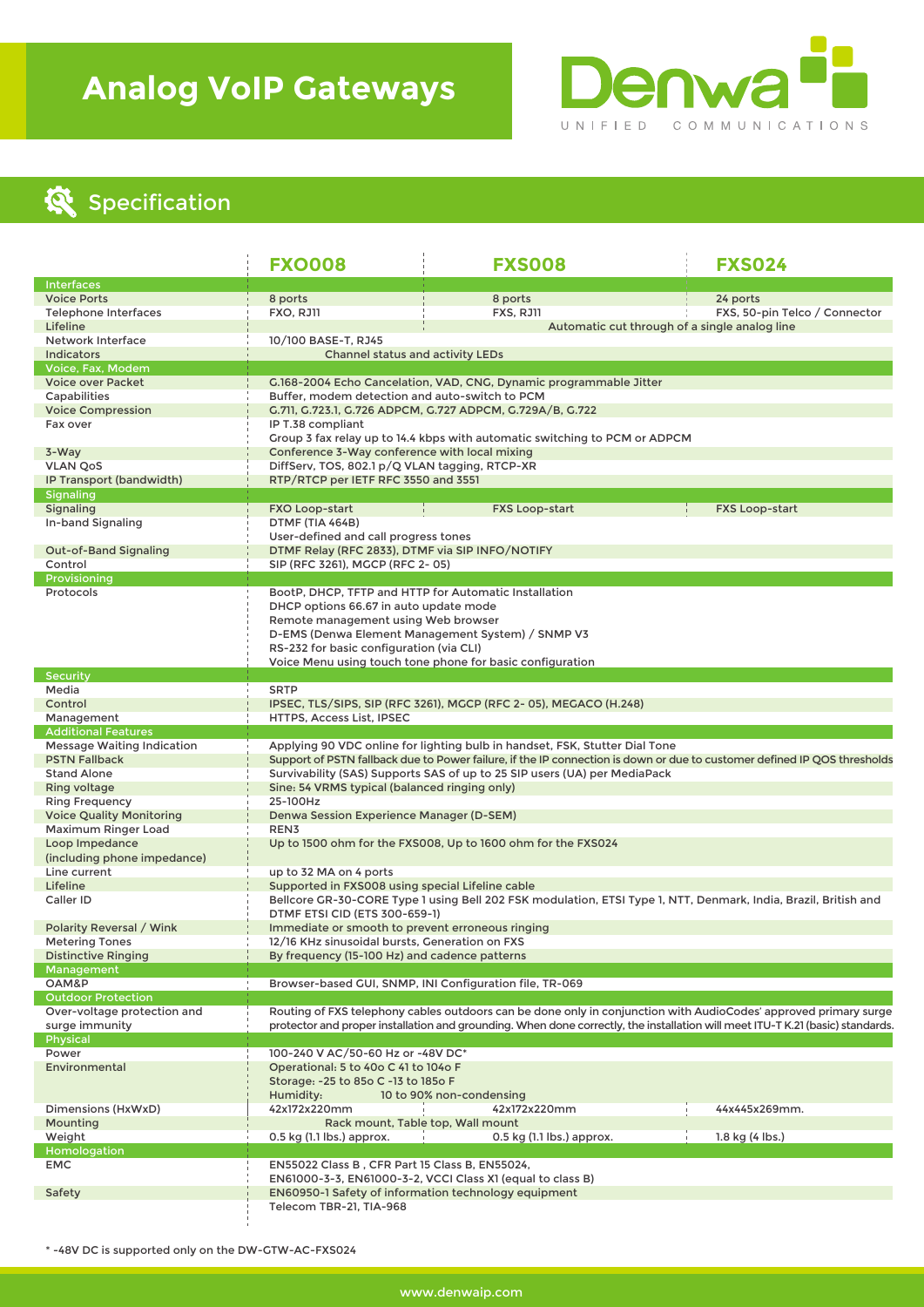# Analog VoIP Gateways

Denwa UNIFIED COMMUNICATIONS

## Specification

| | FXO008 | FXS008 | FXS024 |
|---|---|---|---|
| **Interfaces** | | | |
| Voice Ports | 8 ports | 8 ports | 24 ports |
| Telephone Interfaces | FXO, RJ11 | FXS, RJ11 | FXS, 50-pin Telco / Connector |
| Lifeline | | Automatic cut through of a single analog line | |
| Network Interface | 10/100 BASE-T, RJ45 | | |
| Indicators | Channel status and activity LEDs | | |
| **Voice, Fax, Modem** | | | |
| Voice over Packet Capabilities | G.168-2004 Echo Cancelation, VAD, CNG, Dynamic programmable Jitter Buffer, modem detection and auto-switch to PCM | | |
| Voice Compression | G.711, G.723.1, G.726 ADPCM, G.727 ADPCM, G.729A/B, G.722 | | |
| Fax over | IP T.38 compliant<br>Group 3 fax relay up to 14.4 kbps with automatic switching to PCM or ADPCM | | |
| 3-Way | Conference 3-Way conference with local mixing | | |
| VLAN QoS | DiffServ, TOS, 802.1 p/Q VLAN tagging, RTCP-XR | | |
| IP Transport (bandwidth) | RTP/RTCP per IETF RFC 3550 and 3551 | | |
| **Signaling** | | | |
| Signaling | FXO Loop-start | FXS Loop-start | FXS Loop-start |
| In-band Signaling | DTMF (TIA 464B)<br>User-defined and call progress tones | | |
| Out-of-Band Signaling | DTMF Relay (RFC 2833), DTMF via SIP INFO/NOTIFY | | |
| Control | SIP (RFC 3261), MGCP (RFC 2- 05) | | |
| **Provisioning** | | | |
| Protocols | BootP, DHCP, TFTP and HTTP for Automatic Installation<br>DHCP options 66.67 in auto update mode<br>Remote management using Web browser<br>D-EMS (Denwa Element Management System) / SNMP V3<br>RS-232 for basic configuration (via CLI)<br>Voice Menu using touch tone phone for basic configuration | | |
| **Security** | | | |
| Media | SRTP | | |
| Control | IPSEC, TLS/SIPS, SIP (RFC 3261), MGCP (RFC 2- 05), MEGACO (H.248) | | |
| Management | HTTPS, Access List, IPSEC | | |
| **Additional Features** | | | |
| Message Waiting Indication | Applying 90 VDC online for lighting bulb in handset, FSK, Stutter Dial Tone | | |
| PSTN Fallback | Support of PSTN fallback due to Power failure, if the IP connection is down or due to customer defined IP QOS thresholds | | |
| Stand Alone | Survivability (SAS) Supports SAS of up to 25 SIP users (UA) per MediaPack | | |
| Ring voltage | Sine: 54 VRMS typical (balanced ringing only) | | |
| Ring Frequency | 25-100Hz | | |
| Voice Quality Monitoring | Denwa Session Experience Manager (D-SEM) | | |
| Maximum Ringer Load | REN3 | | |
| Loop Impedance (including phone impedance) | Up to 1500 ohm for the FXS008, Up to 1600 ohm for the FXS024 | | |
| Line current | up to 32 MA on 4 ports | | |
| Lifeline | Supported in FXS008 using special Lifeline cable | | |
| Caller ID | Bellcore GR-30-CORE Type 1 using Bell 202 FSK modulation, ETSI Type 1, NTT, Denmark, India, Brazil, British and DTMF ETSI CID (ETS 300-659-1) | | |
| Polarity Reversal / Wink | Immediate or smooth to prevent erroneous ringing | | |
| Metering Tones | 12/16 KHz sinusoidal bursts, Generation on FXS | | |
| Distinctive Ringing | By frequency (15-100 Hz) and cadence patterns | | |
| **Management** | | | |
| OAM&P | Browser-based GUI, SNMP, INI Configuration file, TR-069 | | |
| **Outdoor Protection** | | | |
| Over-voltage protection and surge immunity | Routing of FXS telephony cables outdoors can be done only in conjunction with AudioCodes' approved primary surge protector and proper installation and grounding. When done correctly, the installation will meet ITU-T K.21 (basic) standards. | | |
| **Physical** | | | |
| Power | 100-240 V AC/50-60 Hz or -48V DC* | | |
| Environmental | Operational: 5 to 40o C 41 to 104o F<br>Storage: -25 to 85o C -13 to 185o F<br>Humidity: 10 to 90% non-condensing | | |
| Dimensions (HxWxD) | 42x172x220mm | 42x172x220mm | 44x445x269mm. |
| Mounting | Rack mount, Table top, Wall mount | | |
| Weight | 0.5 kg (1.1 lbs.) approx. | 0.5 kg (1.1 lbs.) approx. | 1.8 kg (4 lbs.) |
| **Homologation** | | | |
| EMC | EN55022 Class B , CFR Part 15 Class B, EN55024,<br>EN61000-3-3, EN61000-3-2, VCCI Class X1 (equal to class B) | | |
| Safety | EN60950-1 Safety of information technology equipment<br>Telecom TBR-21, TIA-968 | | |

* -48V DC is supported only on the DW-GTW-AC-FXS024

www.denwaip.com